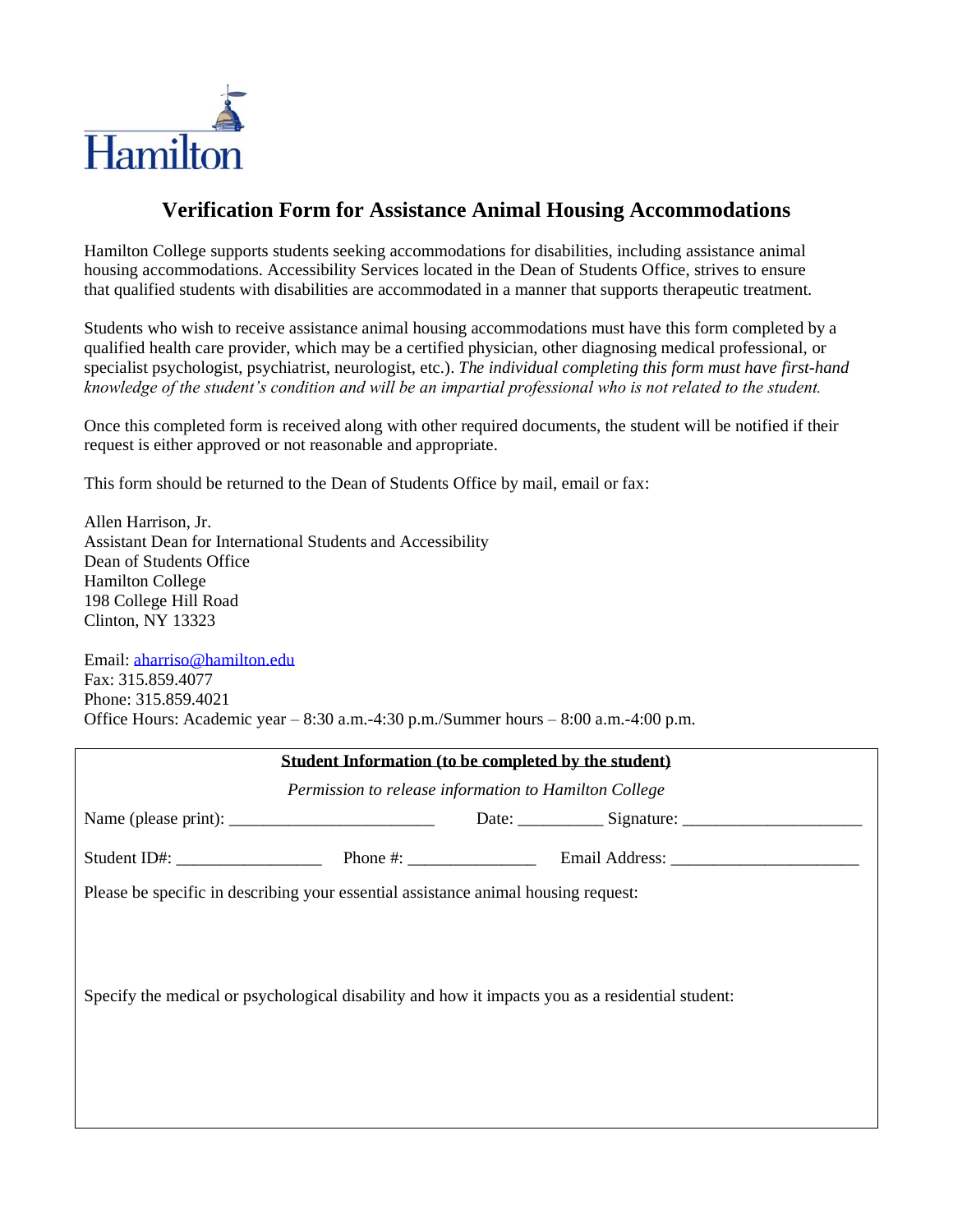Hamilton

# Verification Form for Assistance Animal Housing Accommodations

Hamilton College supports students seeking accommodations for disabilities, including assistance animal housing accommodations. Accessibility Services located in the Dean of Students Office, strives to ensure that qualified students with disabilities are accommodated in a manner that supports therapeutic treatment.

Students who wish to receive assistance animal housing accommodations must have this form completed by a qualified health care provider, which may be a certified physician, other diagnosing medical professional, or specialist psychologist, psychiatrist, neurologist, etc.). *The individual completing this form must have first-hand knowledge of the student's condition and will be an impartial professional who is not related to the student.*

Once this completed form is received along with other required documents, the student will be notified if their request is either approved or not reasonable and appropriate.

This form should be returned to the Dean of Students Office by mail, email or fax:

Allen Harrison, Jr.
Assistant Dean for International Students and Accessibility
Dean of Students Office
Hamilton College
198 College Hill Road
Clinton, NY 13323

Email: aharriso@hamilton.edu
Fax: 315.859.4077
Phone: 315.859.4021
Office Hours: Academic year – 8:30 a.m.-4:30 p.m./Summer hours – 8:00 a.m.-4:00 p.m.

**Student Information (to be completed by the student)**

*Permission to release information to Hamilton College*

Name (please print): ________________________ Date: __________ Signature: _____________________

Student ID#: _________________ Phone #: _______________ Email Address: ______________________

Please be specific in describing your essential assistance animal housing request:

Specify the medical or psychological disability and how it impacts you as a residential student: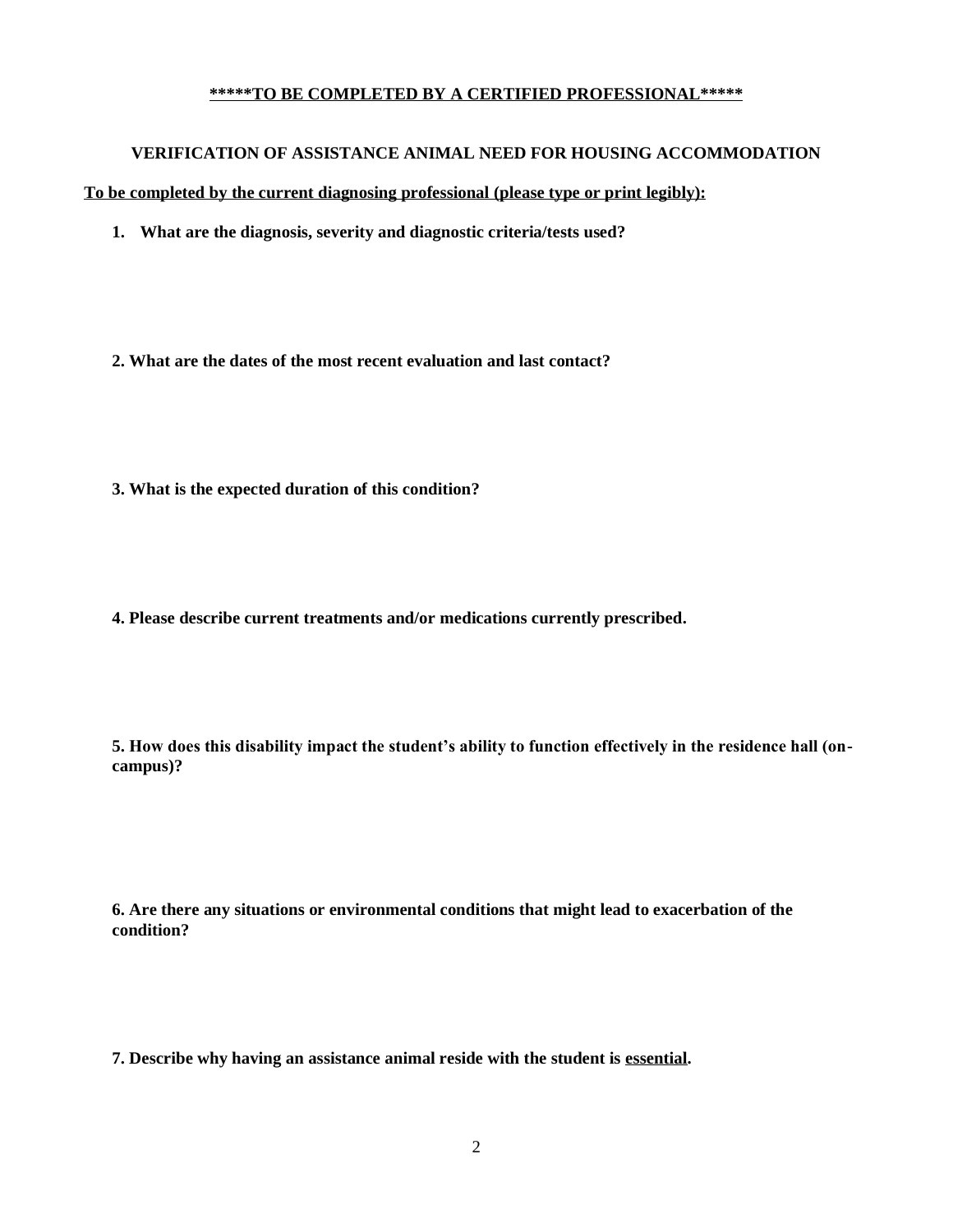**<u>\*\*\*\*\*TO BE COMPLETED BY A CERTIFIED PROFESSIONAL\*\*\*\*\*</u>**

**VERIFICATION OF ASSISTANCE ANIMAL NEED FOR HOUSING ACCOMMODATION**

**<u>To be completed by the current diagnosing professional (please type or print legibly):</u>**

1. **What are the diagnosis, severity and diagnostic criteria/tests used?**

2. **What are the dates of the most recent evaluation and last contact?**

3. **What is the expected duration of this condition?**

4. **Please describe current treatments and/or medications currently prescribed.**

5. **How does this disability impact the student's ability to function effectively in the residence hall (on-campus)?**

6. **Are there any situations or environmental conditions that might lead to exacerbation of the condition?**

7. **Describe why having an assistance animal reside with the student is <u>essential</u>.**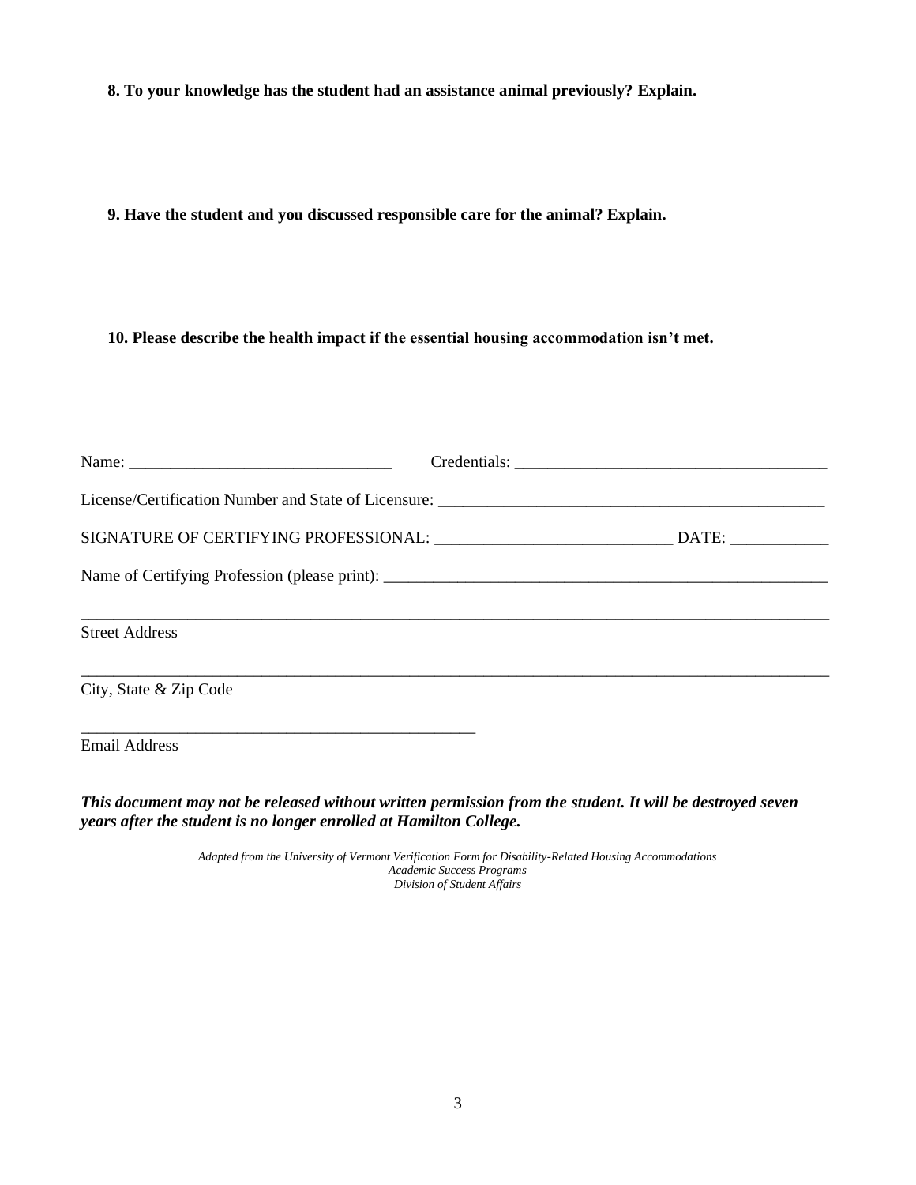**8. To your knowledge has the student had an assistance animal previously? Explain.**

**9. Have the student and you discussed responsible care for the animal? Explain.**

**10. Please describe the health impact if the essential housing accommodation isn't met.**

Name: \_\_\_\_\_\_\_\_\_\_\_\_\_\_\_\_\_\_\_\_\_\_\_\_\_\_\_\_\_\_\_\_ Credentials: \_\_\_\_\_\_\_\_\_\_\_\_\_\_\_\_\_\_\_\_\_\_\_\_\_\_\_\_\_\_\_\_\_\_\_\_\_\_

License/Certification Number and State of Licensure: \_\_\_\_\_\_\_\_\_\_\_\_\_\_\_\_\_\_\_\_\_\_\_\_\_\_\_\_\_\_\_\_\_\_\_\_\_\_\_\_\_\_\_\_\_\_

SIGNATURE OF CERTIFYING PROFESSIONAL: \_\_\_\_\_\_\_\_\_\_\_\_\_\_\_\_\_\_\_\_\_\_\_\_\_\_\_\_ DATE: \_\_\_\_\_\_\_\_\_\_\_\_

Name of Certifying Profession (please print): \_\_\_\_\_\_\_\_\_\_\_\_\_\_\_\_\_\_\_\_\_\_\_\_\_\_\_\_\_\_\_\_\_\_\_\_\_\_\_\_\_\_\_\_\_\_\_\_\_\_\_\_\_\_\_

\_\_\_\_\_\_\_\_\_\_\_\_\_\_\_\_\_\_\_\_\_\_\_\_\_\_\_\_\_\_\_\_\_\_\_\_\_\_\_\_\_\_\_\_\_\_\_\_\_\_\_\_\_\_\_\_\_\_\_\_\_\_\_\_\_\_\_\_\_\_\_\_\_\_\_\_\_\_\_\_\_\_\_\_\_\_\_\_\_\_\_

Street Address

\_\_\_\_\_\_\_\_\_\_\_\_\_\_\_\_\_\_\_\_\_\_\_\_\_\_\_\_\_\_\_\_\_\_\_\_\_\_\_\_\_\_\_\_\_\_\_\_\_\_\_\_\_\_\_\_\_\_\_\_\_\_\_\_\_\_\_\_\_\_\_\_\_\_\_\_\_\_\_\_\_\_\_\_\_\_\_\_\_\_\_

City, State & Zip Code

\_\_\_\_\_\_\_\_\_\_\_\_\_\_\_\_\_\_\_\_\_\_\_\_\_\_\_\_\_\_\_\_\_\_\_\_\_\_\_\_\_\_\_\_\_\_\_\_

Email Address

***This document may not be released without written permission from the student. It will be destroyed seven years after the student is no longer enrolled at Hamilton College.***

*Adapted from the University of Vermont Verification Form for Disability-Related Housing Accommodations*
*Academic Success Programs*
*Division of Student Affairs*